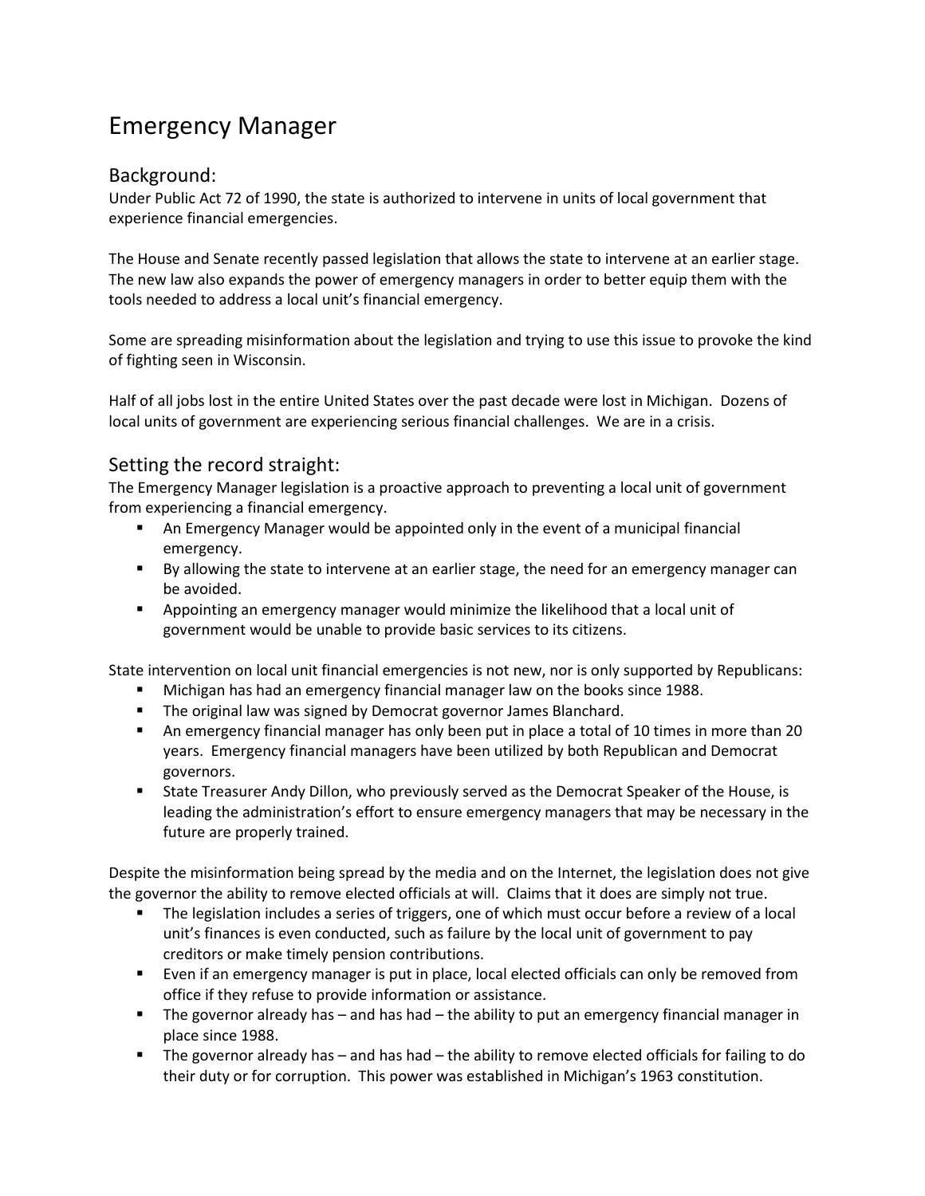# Emergency Manager

## Background:

Under Public Act 72 of 1990, the state is authorized to intervene in units of local government that experience financial emergencies.

The House and Senate recently passed legislation that allows the state to intervene at an earlier stage. The new law also expands the power of emergency managers in order to better equip them with the tools needed to address a local unit's financial emergency.

Some are spreading misinformation about the legislation and trying to use this issue to provoke the kind of fighting seen in Wisconsin.

Half of all jobs lost in the entire United States over the past decade were lost in Michigan. Dozens of local units of government are experiencing serious financial challenges. We are in a crisis.

## Setting the record straight:

The Emergency Manager legislation is a proactive approach to preventing a local unit of government from experiencing a financial emergency.

- An Emergency Manager would be appointed only in the event of a municipal financial emergency.
- By allowing the state to intervene at an earlier stage, the need for an emergency manager can be avoided.
- Appointing an emergency manager would minimize the likelihood that a local unit of government would be unable to provide basic services to its citizens.

State intervention on local unit financial emergencies is not new, nor is only supported by Republicans:

- Michigan has had an emergency financial manager law on the books since 1988.
- The original law was signed by Democrat governor James Blanchard.
- An emergency financial manager has only been put in place a total of 10 times in more than 20 years. Emergency financial managers have been utilized by both Republican and Democrat governors.
- State Treasurer Andy Dillon, who previously served as the Democrat Speaker of the House, is leading the administration's effort to ensure emergency managers that may be necessary in the future are properly trained.

Despite the misinformation being spread by the media and on the Internet, the legislation does not give the governor the ability to remove elected officials at will. Claims that it does are simply not true.

- The legislation includes a series of triggers, one of which must occur before a review of a local unit's finances is even conducted, such as failure by the local unit of government to pay creditors or make timely pension contributions.
- Even if an emergency manager is put in place, local elected officials can only be removed from office if they refuse to provide information or assistance.
- The governor already has – and has had – the ability to put an emergency financial manager in place since 1988.
- The governor already has – and has had – the ability to remove elected officials for failing to do their duty or for corruption. This power was established in Michigan's 1963 constitution.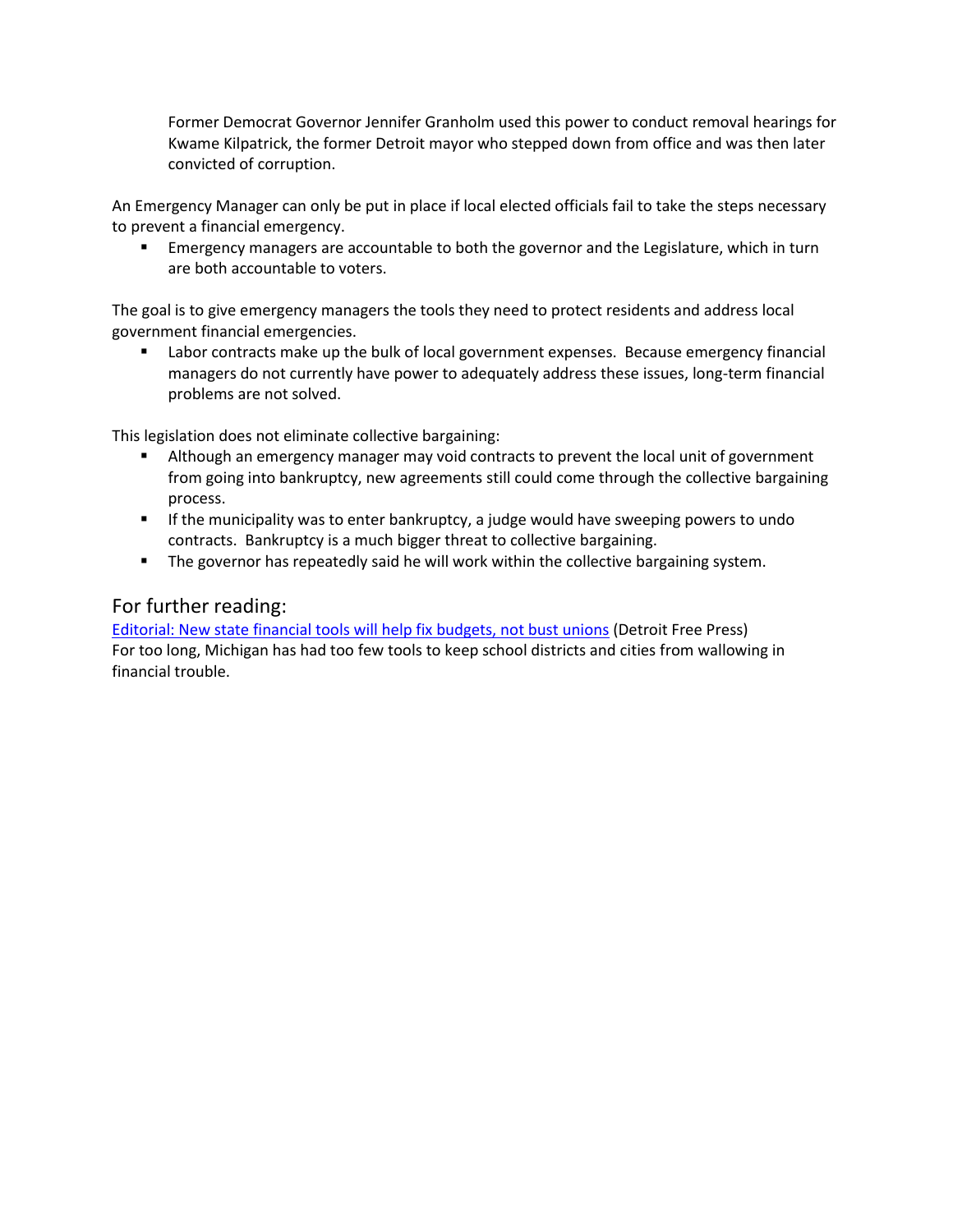Former Democrat Governor Jennifer Granholm used this power to conduct removal hearings for Kwame Kilpatrick, the former Detroit mayor who stepped down from office and was then later convicted of corruption.

An Emergency Manager can only be put in place if local elected officials fail to take the steps necessary to prevent a financial emergency.

- Emergency managers are accountable to both the governor and the Legislature, which in turn are both accountable to voters.

The goal is to give emergency managers the tools they need to protect residents and address local government financial emergencies.

- Labor contracts make up the bulk of local government expenses. Because emergency financial managers do not currently have power to adequately address these issues, long-term financial problems are not solved.

This legislation does not eliminate collective bargaining:

- Although an emergency manager may void contracts to prevent the local unit of government from going into bankruptcy, new agreements still could come through the collective bargaining process.
- If the municipality was to enter bankruptcy, a judge would have sweeping powers to undo contracts. Bankruptcy is a much bigger threat to collective bargaining.
- The governor has repeatedly said he will work within the collective bargaining system.

## For further reading:

Editorial: New state financial tools will help fix budgets, not bust unions (Detroit Free Press)
For too long, Michigan has had too few tools to keep school districts and cities from wallowing in financial trouble.